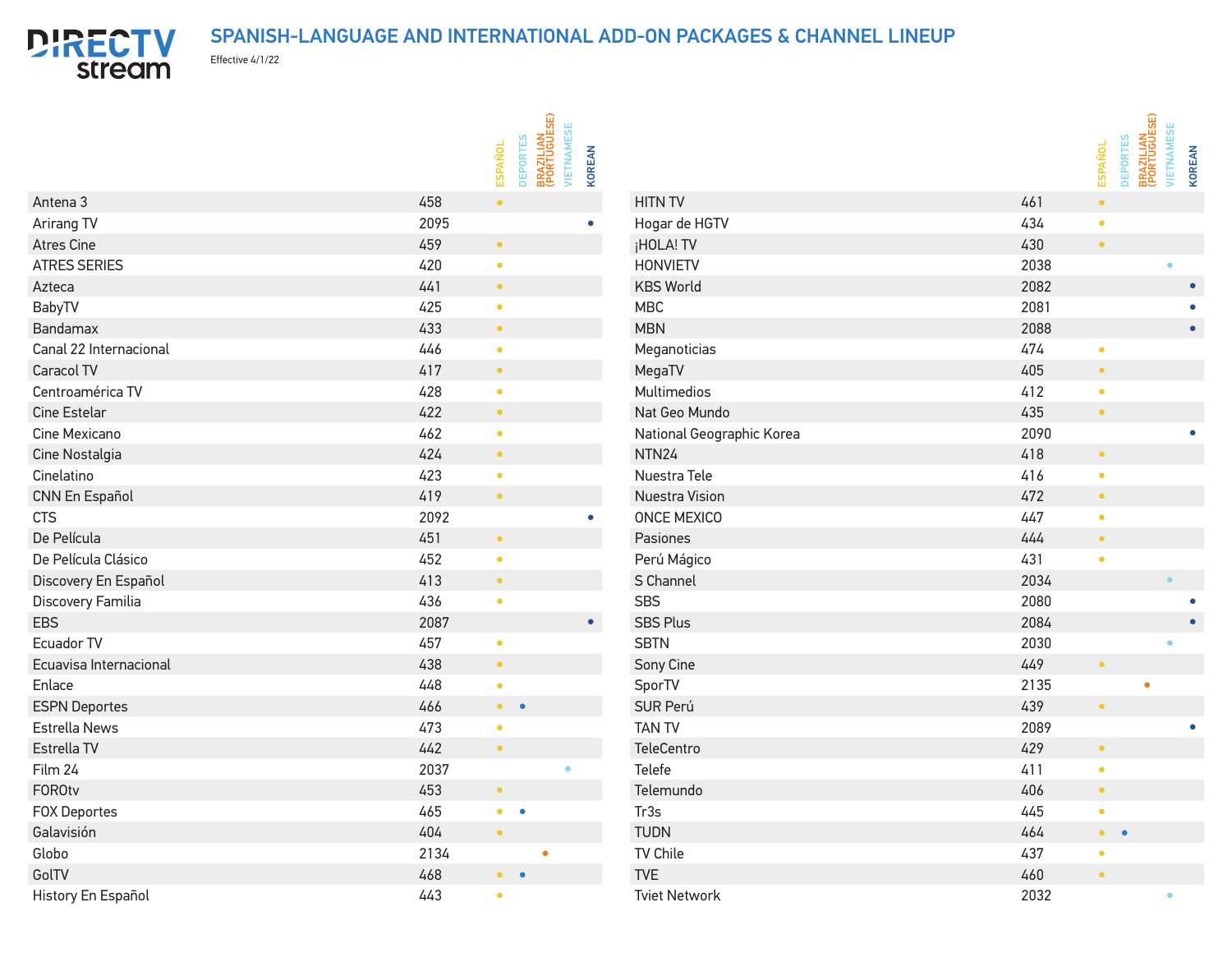DIRECTV stream

# SPANISH-LANGUAGE AND INTERNATIONAL ADD-ON PACKAGES & CHANNEL LINEUP

Effective 4/1/22

| | | ESPAÑOL | DEPORTES | BRAZILIAN (PORTUGUESE) | VIETNAMESE | KOREAN |
|---|---|---|---|---|---|---|
| Antena 3 | 458 | • | | | | |
| Arirang TV | 2095 | | | | | • |
| Atres Cine | 459 | • | | | | |
| ATRES SERIES | 420 | • | | | | |
| Azteca | 441 | • | | | | |
| BabyTV | 425 | • | | | | |
| Bandamax | 433 | • | | | | |
| Canal 22 Internacional | 446 | • | | | | |
| Caracol TV | 417 | • | | | | |
| Centroamérica TV | 428 | • | | | | |
| Cine Estelar | 422 | • | | | | |
| Cine Mexicano | 462 | • | | | | |
| Cine Nostalgia | 424 | • | | | | |
| Cinelatino | 423 | • | | | | |
| CNN En Español | 419 | • | | | | |
| CTS | 2092 | | | | | • |
| De Película | 451 | • | | | | |
| De Película Clásico | 452 | • | | | | |
| Discovery En Español | 413 | • | | | | |
| Discovery Familia | 436 | • | | | | |
| EBS | 2087 | | | | | • |
| Ecuador TV | 457 | • | | | | |
| Ecuavisa Internacional | 438 | • | | | | |
| Enlace | 448 | • | | | | |
| ESPN Deportes | 466 | • | • | | | |
| Estrella News | 473 | • | | | | |
| Estrella TV | 442 | • | | | | |
| Film 24 | 2037 | | | | • | |
| FOROtv | 453 | • | | | | |
| FOX Deportes | 465 | • | • | | | |
| Galavisión | 404 | • | | | | |
| Globo | 2134 | | | • | | |
| GolTV | 468 | • | • | | | |
| History En Español | 443 | • | | | | |
| HITN TV | 461 | • | | | | |
| Hogar de HGTV | 434 | • | | | | |
| ¡HOLA! TV | 430 | • | | | | |
| HONVIETV | 2038 | | | | • | |
| KBS World | 2082 | | | | | • |
| MBC | 2081 | | | | | • |
| MBN | 2088 | | | | | • |
| Meganoticias | 474 | • | | | | |
| MegaTV | 405 | • | | | | |
| Multimedios | 412 | • | | | | |
| Nat Geo Mundo | 435 | • | | | | |
| National Geographic Korea | 2090 | | | | | • |
| NTN24 | 418 | • | | | | |
| Nuestra Tele | 416 | • | | | | |
| Nuestra Vision | 472 | • | | | | |
| ONCE MEXICO | 447 | • | | | | |
| Pasiones | 444 | • | | | | |
| Perú Mágico | 431 | • | | | | |
| S Channel | 2034 | | | | • | |
| SBS | 2080 | | | | | • |
| SBS Plus | 2084 | | | | | • |
| SBTN | 2030 | | | | • | |
| Sony Cine | 449 | • | | | | |
| SporTV | 2135 | | | • | | |
| SUR Perú | 439 | • | | | | |
| TAN TV | 2089 | | | | | • |
| TeleCentro | 429 | • | | | | |
| Telefe | 411 | • | | | | |
| Telemundo | 406 | • | | | | |
| Tr3s | 445 | • | | | | |
| TUDN | 464 | • | • | | | |
| TV Chile | 437 | • | | | | |
| TVE | 460 | • | | | | |
| Tviet Network | 2032 | | | | • | |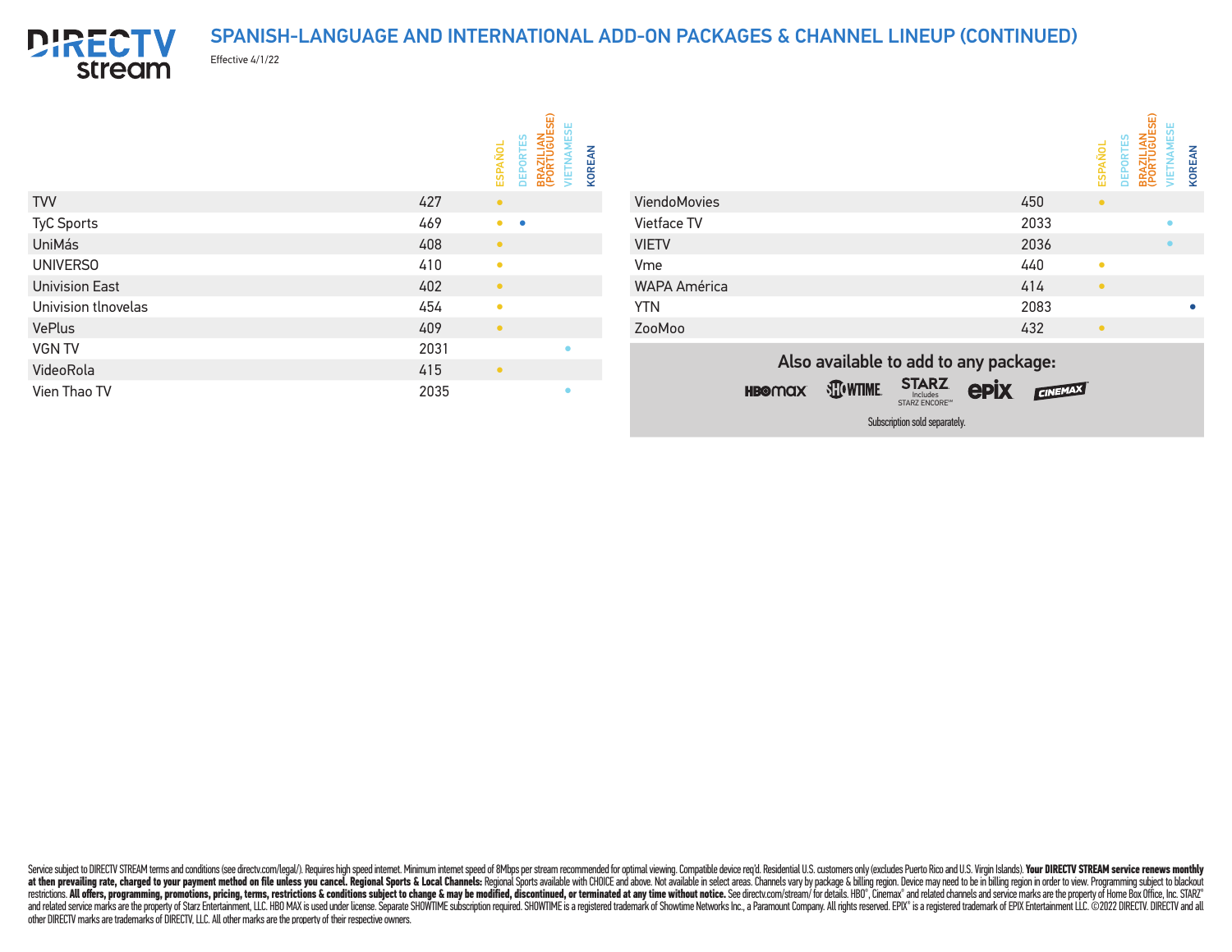# SPANISH-LANGUAGE AND INTERNATIONAL ADD-ON PACKAGES & CHANNEL LINEUP (CONTINUED)

Effective 4/1/22

| | | ESPAÑOL | DEPORTES | BRAZILIAN (PORTUGUESE) | VIETNAMESE | KOREAN |
|---|---|---|---|---|---|---|
| TVV | 427 | • | | | | |
| TyC Sports | 469 | • | • | | | |
| UniMás | 408 | • | | | | |
| UNIVERSO | 410 | • | | | | |
| Univision East | 402 | • | | | | |
| Univision tlnovelas | 454 | • | | | | |
| VePlus | 409 | • | | | | |
| VGN TV | 2031 | | | | • | |
| VideoRola | 415 | • | | | | |
| Vien Thao TV | 2035 | | | | • | |
| ViendoMovies | 450 | • | | | | |
| Vietface TV | 2033 | | | | • | |
| VIETV | 2036 | | | | • | |
| Vme | 440 | • | | | | |
| WAPA América | 414 | • | | | | |
| YTN | 2083 | | | | | • |
| ZooMoo | 432 | • | | | | |

**Also available to add to any package:**

HBO max, SHOWTIME, STARZ Includes STARZ ENCORE™, epix, CINEMAX

Subscription sold separately.

Service subject to DIRECTV STREAM terms and conditions (see directv.com/legal/). Requires high speed internet. Minimum internet speed of 8Mbps per stream recommended for optimal viewing. Compatible device req'd. Residential U.S. customers only (excludes Puerto Rico and U.S. Virgin Islands). **Your DIRECTV STREAM service renews monthly at then prevailing rate, charged to your payment method on file unless you cancel. Regional Sports & Local Channels:** Regional Sports available with CHOICE and above. Not available in select areas. Channels vary by package & billing region. Device may need to be in billing region in order to view. Programming subject to blackout restrictions. **All offers, programming, promotions, pricing, terms, restrictions & conditions subject to change & may be modified, discontinued, or terminated at any time without notice.** See directv.com/stream/ for details. HBO®, Cinemax® and related channels and service marks are the property of Home Box Office, Inc. STARZ® and related service marks are the property of Starz Entertainment, LLC. HBO MAX is used under license. Separate SHOWTIME subscription required. SHOWTIME is a registered trademark of Showtime Networks Inc., a Paramount Company. All rights reserved. EPIX® is a registered trademark of EPIX Entertainment LLC. ©2022 DIRECTV. DIRECTV and all other DIRECTV marks are trademarks of DIRECTV, LLC. All other marks are the property of their respective owners.